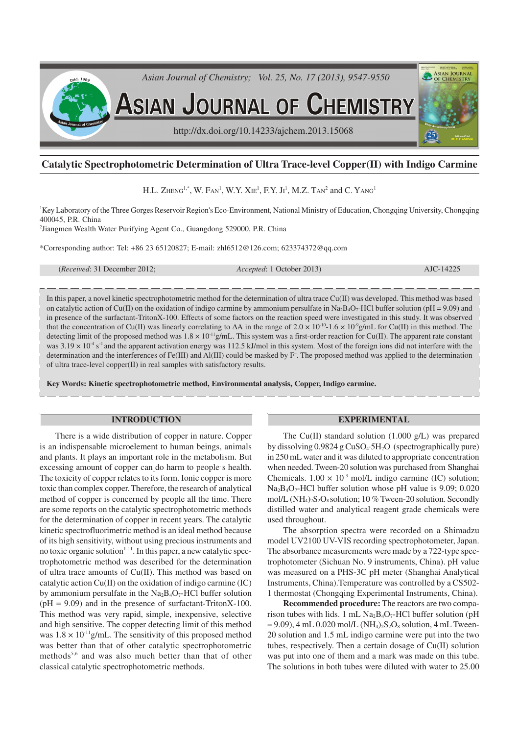# Catalytic Spectrophotometric Determination of Ultra Trace-level Copper(II) with Indigo Carmine

H.L. Zheng[1,*], W. Fan[1], W.Y. Xie[1], F.Y. Ji[1], M.Z. Tan[2] and C. Yang[1]

[1]Key Laboratory of the Three Gorges Reservoir Region's Eco-Environment, National Ministry of Education, Chongqing University, Chongqing 400045, P.R. China

[2]Jiangmen Wealth Water Purifying Agent Co., Guangdong 529000, P.R. China

*Corresponding author: Tel: +86 23 65120827; E-mail: zhl6512@126.com; 623374372@qq.com

(*Received*: 31 December 2012; *Accepted*: 1 October 2013) AJC-14225

In this paper, a novel kinetic spectrophotometric method for the determination of ultra trace Cu(II) was developed. This method was based on catalytic action of Cu(II) on the oxidation of indigo carmine by ammonium persulfate in $Na_2B_4O_7$-HCl buffer solution (pH = 9.09) and in presence of the surfactant-TritonX-100. Effects of some factors on the reaction speed were investigated in this study. It was observed that the concentration of Cu(II) was linearly correlating to ΔA in the range of $2.0 \times 10^{-10}$-$1.6 \times 10^{-9}$g/mL for Cu(II) in this method. The detecting limit of the proposed method was $1.8 \times 10^{-11}$g/mL. This system was a first-order reaction for Cu(II). The apparent rate constant was $3.19 \times 10^{-4}$ $s^{-1}$ and the apparent activation energy was 112.5 kJ/mol in this system. Most of the foreign ions did not interfere with the determination and the interferences of Fe(III) and Al(III) could be masked by $F^-$. The proposed method was applied to the determination of ultra trace-level copper(II) in real samples with satisfactory results.

**Key Words: Kinetic spectrophotometric method, Environmental analysis, Copper, Indigo carmine.**

## INTRODUCTION

There is a wide distribution of copper in nature. Copper is an indispensable microelement to human beings, animals and plants. It plays an important role in the metabolism. But excessing amount of copper can do harm to people's health. The toxicity of copper relates to its form. Ionic copper is more toxic than complex copper. Therefore, the research of analytical method of copper is concerned by people all the time. There are some reports on the catalytic spectrophotometric methods for the determination of copper in recent years. The catalytic kinetic spectrofluorimetric method is an ideal method because of its high sensitivity, without using precious instruments and no toxic organic solution[1-11]. In this paper, a new catalytic spectrophotometric method was described for the determination of ultra trace amounts of Cu(II). This method was based on catalytic action Cu(II) on the oxidation of indigo carmine (IC) by ammonium persulfate in the $Na_2B_4O_7$-HCl buffer solution (pH = 9.09) and in the presence of surfactant-TritonX-100. This method was very rapid, simple, inexpensive, selective and high sensitive. The copper detecting limit of this method was $1.8 \times 10^{-11}$g/mL. The sensitivity of this proposed method was better than that of other catalytic spectrophotometric methods[5,6] and was also much better than that of other classical catalytic spectrophotometric methods.

## EXPERIMENTAL

The Cu(II) standard solution (1.000 g/L) was prepared by dissolving 0.9824 g $CuSO_4 \cdot 5H_2O$ (spectrographically pure) in 250 mL water and it was diluted to appropriate concentration when needed. Tween-20 solution was purchased from Shanghai Chemicals. $1.00 \times 10^{-3}$ mol/L indigo carmine (IC) solution; $Na_2B_4O_7$-HCl buffer solution whose pH value is 9.09; 0.020 mol/L $(NH_4)_2S_2O_8$ solution; 10 % Tween-20 solution. Secondly distilled water and analytical reagent grade chemicals were used throughout.

The absorption spectra were recorded on a Shimadzu model UV2100 UV-VIS recording spectrophotometer, Japan. The absorbance measurements were made by a 722-type spectrophotometer (Sichuan No. 9 instruments, China). pH value was measured on a PHS-3C pH meter (Shanghai Analytical Instruments, China).Temperature was controlled by a CS502-1 thermostat (Chongqing Experimental Instruments, China).

**Recommended procedure:** The reactors are two comparison tubes with lids. 1 mL $Na_2B_4O_7$-HCl buffer solution (pH = 9.09), 4 mL 0.020 mol/L $(NH_4)_2S_2O_8$ solution, 4 mL Tween-20 solution and 1.5 mL indigo carmine were put into the two tubes, respectively. Then a certain dosage of Cu(II) solution was put into one of them and a mark was made on this tube. The solutions in both tubes were diluted with water to 25.00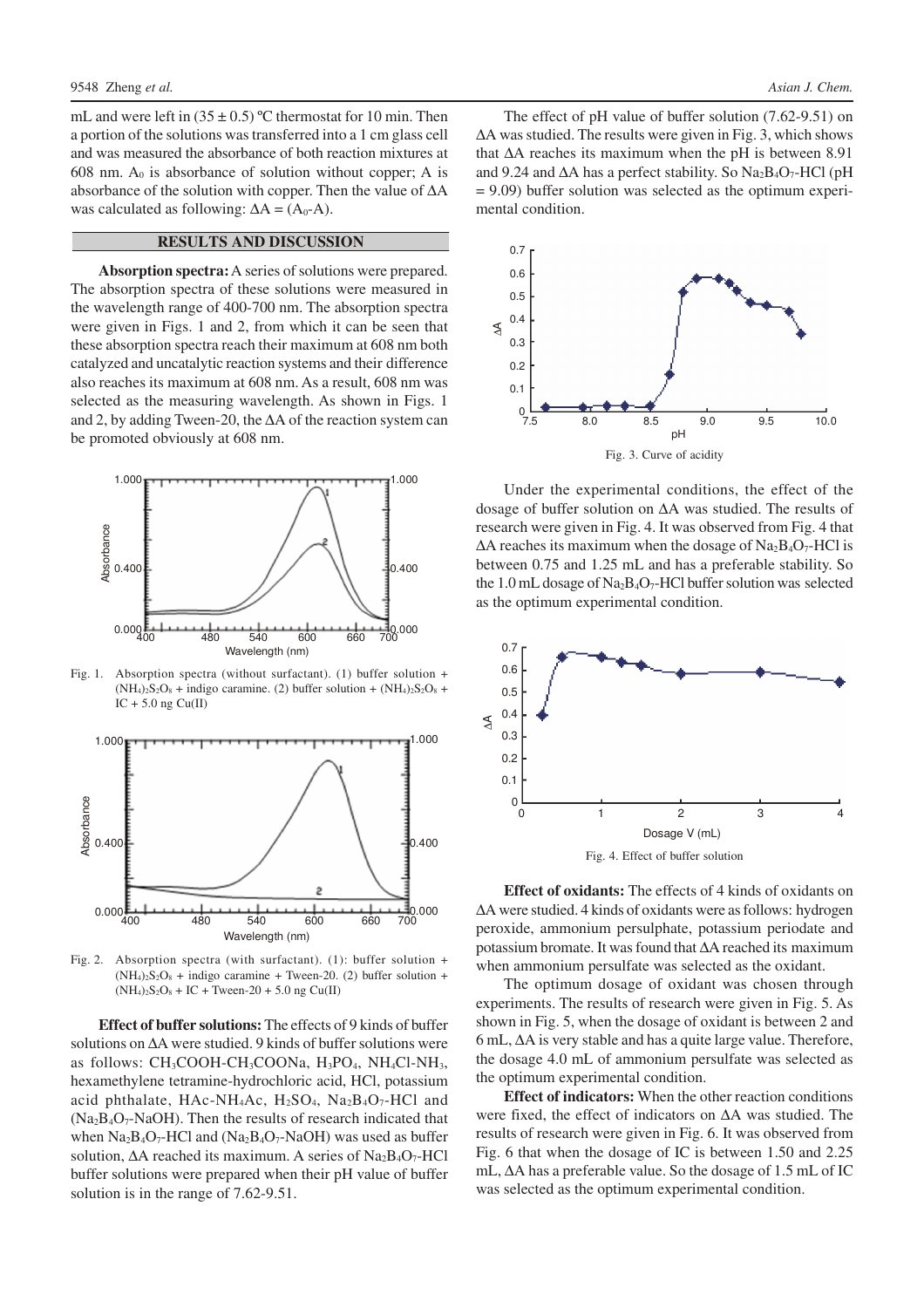mL and were left in (35 ± 0.5) ºC thermostat for 10 min. Then a portion of the solutions was transferred into a 1 cm glass cell and was measured the absorbance of both reaction mixtures at 608 nm. $A_0$ is absorbance of solution without copper; A is absorbance of the solution with copper. Then the value of ΔA was calculated as following: $\Delta A = (A_0 - A)$.

## RESULTS AND DISCUSSION

**Absorption spectra:** A series of solutions were prepared. The absorption spectra of these solutions were measured in the wavelength range of 400-700 nm. The absorption spectra were given in Figs. 1 and 2, from which it can be seen that these absorption spectra reach their maximum at 608 nm both catalyzed and uncatalytic reaction systems and their difference also reaches its maximum at 608 nm. As a result, 608 nm was selected as the measuring wavelength. As shown in Figs. 1 and 2, by adding Tween-20, the ΔA of the reaction system can be promoted obviously at 608 nm.

Fig. 1. Absorption spectra (without surfactant). (1) buffer solution + $(NH_4)_2S_2O_8$ + indigo caramine. (2) buffer solution + $(NH_4)_2S_2O_8$ + IC + 5.0 ng Cu(II)

Fig. 2. Absorption spectra (with surfactant). (1): buffer solution + $(NH_4)_2S_2O_8$ + indigo caramine + Tween-20. (2) buffer solution + $(NH_4)_2S_2O_8$ + IC + Tween-20 + 5.0 ng Cu(II)

**Effect of buffer solutions:** The effects of 9 kinds of buffer solutions on ΔA were studied. 9 kinds of buffer solutions were as follows: $CH_3COOH$-$CH_3COONa$, $H_3PO_4$, $NH_4Cl$-$NH_3$, hexamethylene tetramine-hydrochloric acid, HCl, potassium acid phthalate, HAc-$NH_4$Ac, $H_2SO_4$, $Na_2B_4O_7$-HCl and ($Na_2B_4O_7$-NaOH). Then the results of research indicated that when $Na_2B_4O_7$-HCl and ($Na_2B_4O_7$-NaOH) was used as buffer solution, ΔA reached its maximum. A series of $Na_2B_4O_7$-HCl buffer solutions were prepared when their pH value of buffer solution is in the range of 7.62-9.51.

The effect of pH value of buffer solution (7.62-9.51) on ΔA was studied. The results were given in Fig. 3, which shows that ΔA reaches its maximum when the pH is between 8.91 and 9.24 and ΔA has a perfect stability. So $Na_2B_4O_7$-HCl (pH = 9.09) buffer solution was selected as the optimum experimental condition.

Fig. 3. Curve of acidity

Under the experimental conditions, the effect of the dosage of buffer solution on ΔA was studied. The results of research were given in Fig. 4. It was observed from Fig. 4 that ΔA reaches its maximum when the dosage of $Na_2B_4O_7$-HCl is between 0.75 and 1.25 mL and has a preferable stability. So the 1.0 mL dosage of $Na_2B_4O_7$-HCl buffer solution was selected as the optimum experimental condition.

Fig. 4. Effect of buffer solution

**Effect of oxidants:** The effects of 4 kinds of oxidants on ΔA were studied. 4 kinds of oxidants were as follows: hydrogen peroxide, ammonium persulphate, potassium periodate and potassium bromate. It was found that ΔA reached its maximum when ammonium persulfate was selected as the oxidant.

The optimum dosage of oxidant was chosen through experiments. The results of research were given in Fig. 5. As shown in Fig. 5, when the dosage of oxidant is between 2 and 6 mL, ΔA is very stable and has a quite large value. Therefore, the dosage 4.0 mL of ammonium persulfate was selected as the optimum experimental condition.

**Effect of indicators:** When the other reaction conditions were fixed, the effect of indicators on ΔA was studied. The results of research were given in Fig. 6. It was observed from Fig. 6 that when the dosage of IC is between 1.50 and 2.25 mL, ΔA has a preferable value. So the dosage of 1.5 mL of IC was selected as the optimum experimental condition.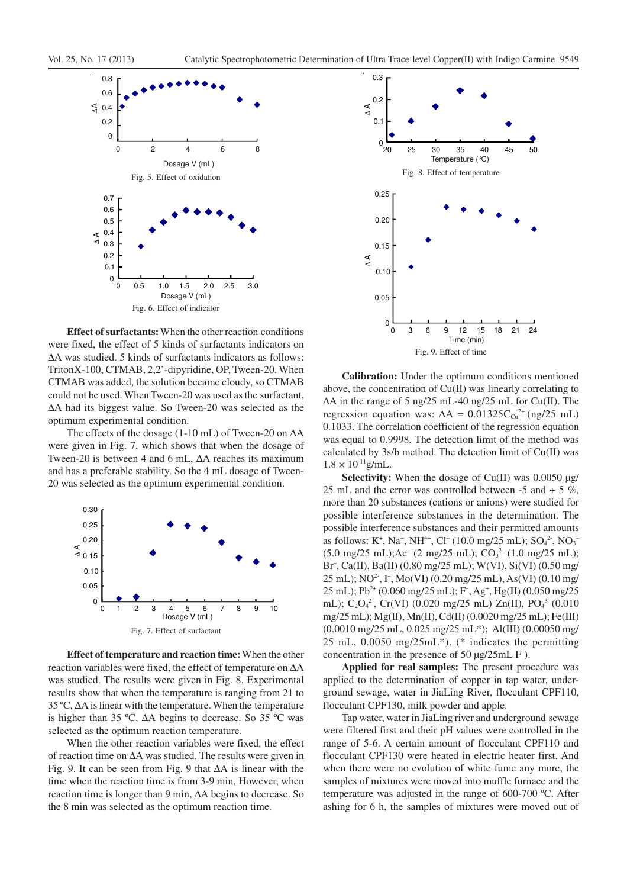Fig. 5. Effect of oxidation

Fig. 6. Effect of indicator

**Effect of surfactants:** When the other reaction conditions were fixed, the effect of 5 kinds of surfactants indicators on ΔA was studied. 5 kinds of surfactants indicators as follows: TritonX-100, CTMAB, 2,2'-dipyridine, OP, Tween-20. When CTMAB was added, the solution became cloudy, so CTMAB could not be used. When Tween-20 was used as the surfactant, ΔA had its biggest value. So Tween-20 was selected as the optimum experimental condition.

The effects of the dosage (1-10 mL) of Tween-20 on ΔA were given in Fig. 7, which shows that when the dosage of Tween-20 is between 4 and 6 mL, ΔA reaches its maximum and has a preferable stability. So the 4 mL dosage of Tween-20 was selected as the optimum experimental condition.

Fig. 7. Effect of surfactant

**Effect of temperature and reaction time:** When the other reaction variables were fixed, the effect of temperature on ΔA was studied. The results were given in Fig. 8. Experimental results show that when the temperature is ranging from 21 to 35 ºC, ΔA is linear with the temperature. When the temperature is higher than 35 ºC, ΔA begins to decrease. So 35 ºC was selected as the optimum reaction temperature.

When the other reaction variables were fixed, the effect of reaction time on ΔA was studied. The results were given in Fig. 9. It can be seen from Fig. 9 that ΔA is linear with the time when the reaction time is from 3-9 min, However, when reaction time is longer than 9 min, ΔA begins to decrease. So the 8 min was selected as the optimum reaction time.

Fig. 8. Effect of temperature

Fig. 9. Effect of time

**Calibration:** Under the optimum conditions mentioned above, the concentration of Cu(II) was linearly correlating to ΔA in the range of 5 ng/25 mL-40 ng/25 mL for Cu(II). The regression equation was: $\Delta A = 0.01325C_{Cu^{2+}}$ (ng/25 mL) 0.1033. The correlation coefficient of the regression equation was equal to 0.9998. The detection limit of the method was calculated by 3s/b method. The detection limit of Cu(II) was $1.8 \times 10^{-11}$ g/mL.

**Selectivity:** When the dosage of Cu(II) was 0.0050 μg/25 mL and the error was controlled between -5 and + 5 %, more than 20 substances (cations or anions) were studied for possible interference substances in the determination. The possible interference substances and their permitted amounts as follows: $K^+$, $Na^+$, $NH^{4+}$, $Cl^-$ (10.0 mg/25 mL); $SO_4^{2-}$, $NO_3^-$ (5.0 mg/25 mL); $Ac^-$ (2 mg/25 mL); $CO_3^{2-}$ (1.0 mg/25 mL); $Br^-$, Ca(II), Ba(II) (0.80 mg/25 mL); W(VI), Si(VI) (0.50 mg/25 mL); $NO^{2-}$, $I^-$, Mo(VI) (0.20 mg/25 mL), As(VI) (0.10 mg/25 mL); $Pb^{2+}$ (0.060 mg/25 mL); $F^-$, $Ag^+$, Hg(II) (0.050 mg/25 mL); $C_2O_4^{2-}$, Cr(VI) (0.020 mg/25 mL) Zn(II), $PO_4^{3-}$ (0.010 mg/25 mL); Mg(II), Mn(II), Cd(II) (0.0020 mg/25 mL); Fe(III) (0.0010 mg/25 mL, 0.025 mg/25 mL*); Al(III) (0.00050 mg/25 mL, 0.0050 mg/25mL*). (* indicates the permitting concentration in the presence of 50 μg/25mL $F^-$).

**Applied for real samples:** The present procedure was applied to the determination of copper in tap water, underground sewage, water in JiaLing River, flocculant CPF110, flocculant CPF130, milk powder and apple.

Tap water, water in JiaLing river and underground sewage were filtered first and their pH values were controlled in the range of 5-6. A certain amount of flocculant CPF110 and flocculant CPF130 were heated in electric heater first. And when there were no evolution of white fume any more, the samples of mixtures were moved into muffle furnace and the temperature was adjusted in the range of 600-700 ºC. After ashing for 6 h, the samples of mixtures were moved out of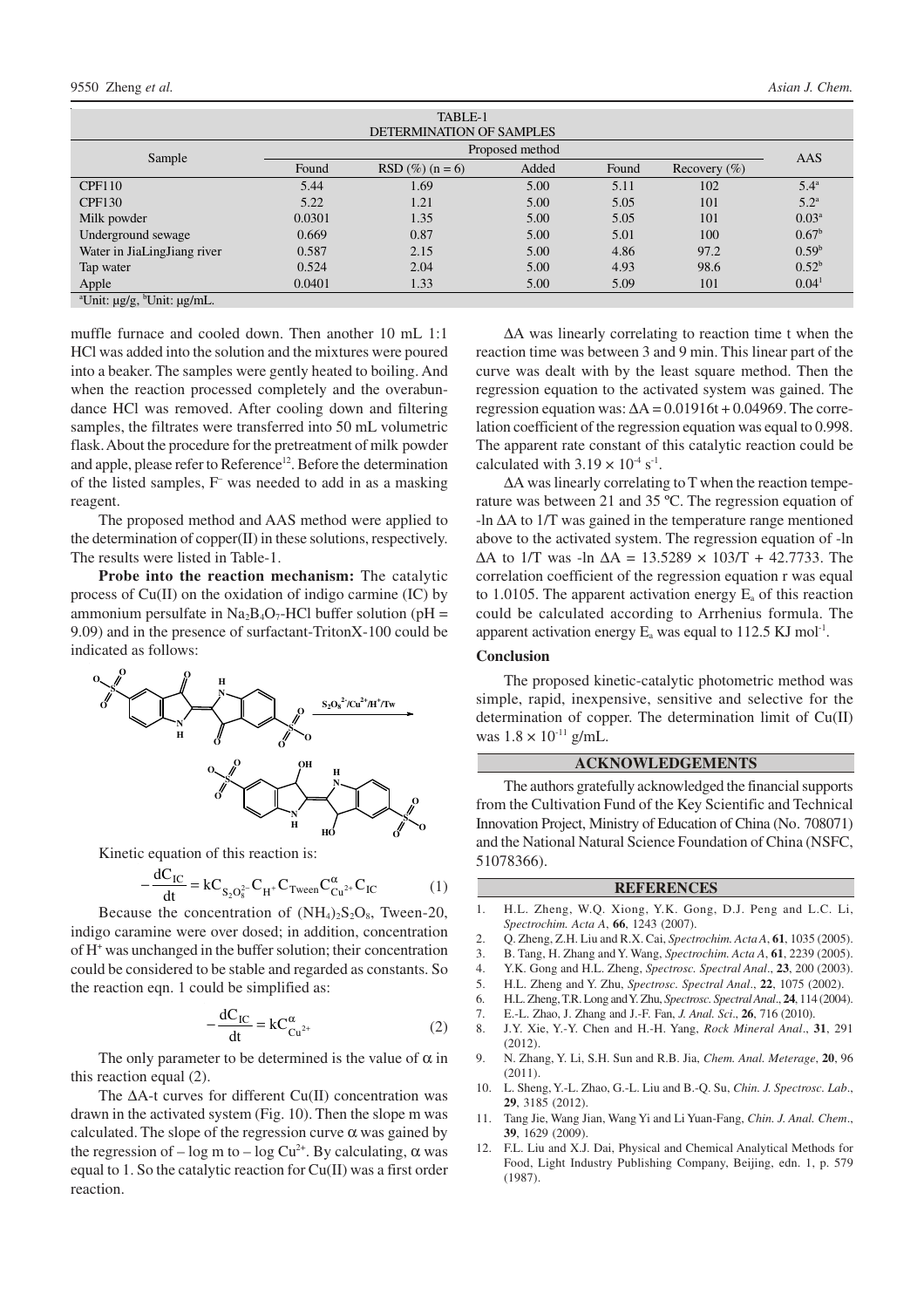TABLE-1
DETERMINATION OF SAMPLES

| Sample | Proposed method | | | | | AAS |
|---|---|---|---|---|---|---|
| | Found | RSD (%) (n = 6) | Added | Found | Recovery (%) | |
| CPF110 | 5.44 | 1.69 | 5.00 | 5.11 | 102 | 5.4[a] |
| CPF130 | 5.22 | 1.21 | 5.00 | 5.05 | 101 | 5.2[a] |
| Milk powder | 0.0301 | 1.35 | 5.00 | 5.05 | 101 | 0.03[a] |
| Underground sewage | 0.669 | 0.87 | 5.00 | 5.01 | 100 | 0.67[b] |
| Water in JiaLingJiang river | 0.587 | 2.15 | 5.00 | 4.86 | 97.2 | 0.59[b] |
| Tap water | 0.524 | 2.04 | 5.00 | 4.93 | 98.6 | 0.52[b] |
| Apple | 0.0401 | 1.33 | 5.00 | 5.09 | 101 | 0.04[1] |

[a]Unit: μg/g, [b]Unit: μg/mL.

muffle furnace and cooled down. Then another 10 mL 1:1 HCl was added into the solution and the mixtures were poured into a beaker. The samples were gently heated to boiling. And when the reaction processed completely and the overabundance HCl was removed. After cooling down and filtering samples, the filtrates were transferred into 50 mL volumetric flask. About the procedure for the pretreatment of milk powder and apple, please refer to Reference[12]. Before the determination of the listed samples, $F^-$ was needed to add in as a masking reagent.

The proposed method and AAS method were applied to the determination of copper(II) in these solutions, respectively. The results were listed in Table-1.

**Probe into the reaction mechanism:** The catalytic process of Cu(II) on the oxidation of indigo carmine (IC) by ammonium persulfate in $Na_2B_4O_7$-HCl buffer solution (pH = 9.09) and in the presence of surfactant-TritonX-100 could be indicated as follows:

$S_2O_8^{2-}/Cu^{2+}/H^+/Tw$

Kinetic equation of this reaction is:

$$-\frac{dC_{IC}}{dt} = kC_{S_2O_8^{2-}}C_{H^+}C_{Tween}C_{Cu^{2+}}^{\alpha}C_{IC} \qquad (1)$$

Because the concentration of $(NH_4)_2S_2O_8$, Tween-20, indigo caramine were over dosed; in addition, concentration of $H^+$ was unchanged in the buffer solution; their concentration could be considered to be stable and regarded as constants. So the reaction eqn. 1 could be simplified as:

$$-\frac{dC_{IC}}{dt} = kC_{Cu^{2+}}^{\alpha} \qquad (2)$$

The only parameter to be determined is the value of $\alpha$ in this reaction equal (2).

The ΔA-t curves for different Cu(II) concentration was drawn in the activated system (Fig. 10). Then the slope m was calculated. The slope of the regression curve $\alpha$ was gained by the regression of – log m to – log $Cu^{2+}$. By calculating, $\alpha$ was equal to 1. So the catalytic reaction for Cu(II) was a first order reaction.

ΔA was linearly correlating to reaction time t when the reaction time was between 3 and 9 min. This linear part of the curve was dealt with by the least square method. Then the regression equation to the activated system was gained. The regression equation was: $\Delta A = 0.01916t + 0.04969$. The correlation coefficient of the regression equation was equal to 0.998. The apparent rate constant of this catalytic reaction could be calculated with $3.19 \times 10^{-4}$ $s^{-1}$.

ΔA was linearly correlating to T when the reaction temperature was between 21 and 35 ºC. The regression equation of -ln ΔA to 1/T was gained in the temperature range mentioned above to the activated system. The regression equation of -ln ΔA to 1/T was -ln ΔA = 13.5289 × 103/T + 42.7733. The correlation coefficient of the regression equation r was equal to 1.0105. The apparent activation energy $E_a$ of this reaction could be calculated according to Arrhenius formula. The apparent activation energy $E_a$ was equal to 112.5 KJ $mol^{-1}$.

## Conclusion

The proposed kinetic-catalytic photometric method was simple, rapid, inexpensive, sensitive and selective for the determination of copper. The determination limit of Cu(II) was $1.8 \times 10^{-11}$ g/mL.

## ACKNOWLEDGEMENTS

The authors gratefully acknowledged the financial supports from the Cultivation Fund of the Key Scientific and Technical Innovation Project, Ministry of Education of China (No. 708071) and the National Natural Science Foundation of China (NSFC, 51078366).

## REFERENCES

1. H.L. Zheng, W.Q. Xiong, Y.K. Gong, D.J. Peng and L.C. Li, *Spectrochim. Acta A*, **66**, 1243 (2007).
2. Q. Zheng, Z.H. Liu and R.X. Cai, *Spectrochim. Acta A*, **61**, 1035 (2005).
3. B. Tang, H. Zhang and Y. Wang, *Spectrochim. Acta A*, **61**, 2239 (2005).
4. Y.K. Gong and H.L. Zheng, *Spectrosc. Spectral Anal*., **23**, 200 (2003).
5. H.L. Zheng and Y. Zhu, *Spectrosc. Spectral Anal*., **22**, 1075 (2002).
6. H.L. Zheng, T.R. Long and Y. Zhu, *Spectrosc. Spectral Anal*., **24**, 114 (2004).
7. E.-L. Zhao, J. Zhang and J.-F. Fan, *J. Anal. Sci*., **26**, 716 (2010).
8. J.Y. Xie, Y.-Y. Chen and H.-H. Yang, *Rock Mineral Anal*., **31**, 291 (2012).
9. N. Zhang, Y. Li, S.H. Sun and R.B. Jia, *Chem. Anal. Meterage*, **20**, 96 (2011).
10. L. Sheng, Y.-L. Zhao, G.-L. Liu and B.-Q. Su, *Chin. J. Spectrosc. Lab*., **29**, 3185 (2012).
11. Tang Jie, Wang Jian, Wang Yi and Li Yuan-Fang, *Chin. J. Anal. Chem*., **39**, 1629 (2009).
12. F.L. Liu and X.J. Dai, Physical and Chemical Analytical Methods for Food, Light Industry Publishing Company, Beijing, edn. 1, p. 579 (1987).